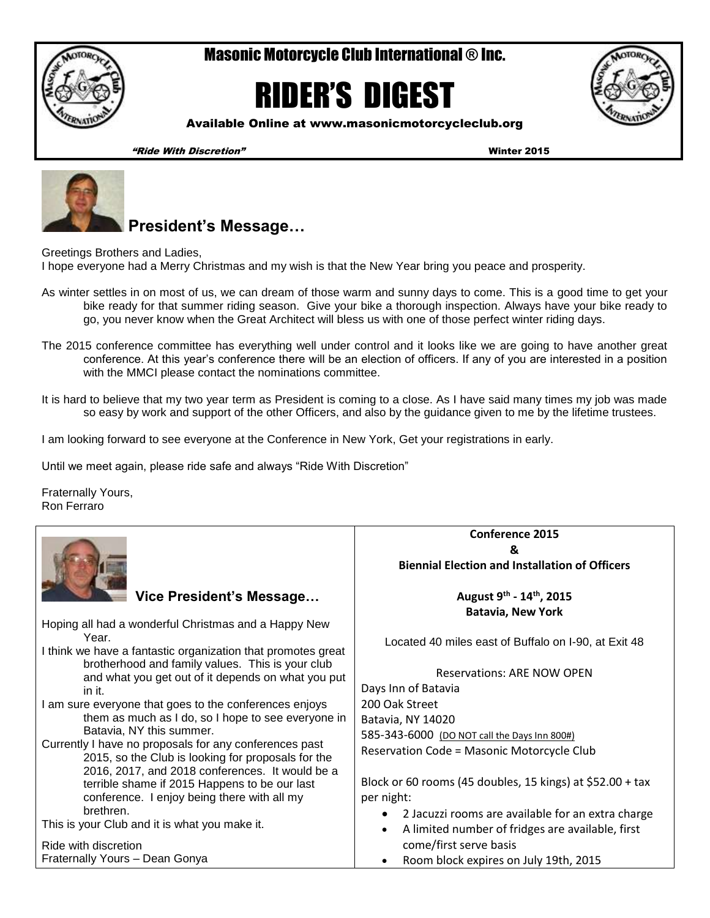# Masonic Motorcycle Club International ® Inc.

# RIDER'S DIGEST

Available Online at www.masonicmotorcycleclub.org

*"Ride With Discretion"* Winter 2015

## President's Message…

Greetings Brothers and Ladies,

I hope everyone had a Merry Christmas and my wish is that the New Year bring you peace and prosperity.

As winter settles in on most of us, we can dream of those warm and sunny days to come. This is a good time to get your bike ready for that summer riding season. Give your bike a thorough inspection. Always have your bike ready to go, you never know when the Great Architect will bless us with one of those perfect winter riding days.

The 2015 conference committee has everything well under control and it looks like we are going to have another great conference. At this year's conference there will be an election of officers. If any of you are interested in a position with the MMCI please contact the nominations committee.

It is hard to believe that my two year term as President is coming to a close. As I have said many times my job was made so easy by work and support of the other Officers, and also by the guidance given to me by the lifetime trustees.

I am looking forward to see everyone at the Conference in New York, Get your registrations in early.

Until we meet again, please ride safe and always "Ride With Discretion"

Fraternally Yours,
Ron Ferraro

## Vice President's Message…

Hoping all had a wonderful Christmas and a Happy New Year.

I think we have a fantastic organization that promotes great brotherhood and family values. This is your club and what you get out of it depends on what you put in it.

I am sure everyone that goes to the conferences enjoys them as much as I do, so I hope to see everyone in Batavia, NY this summer.

Currently I have no proposals for any conferences past 2015, so the Club is looking for proposals for the 2016, 2017, and 2018 conferences. It would be a terrible shame if 2015 Happens to be our last conference. I enjoy being there with all my brethren.

This is your Club and it is what you make it.

Ride with discretion
Fraternally Yours – Dean Gonya

## Conference 2015 & Biennial Election and Installation of Officers

**August 9th - 14th, 2015**
**Batavia, New York**

Located 40 miles east of Buffalo on I-90, at Exit 48

Reservations: ARE NOW OPEN

Days Inn of Batavia
200 Oak Street
Batavia, NY 14020
585-343-6000 (DO NOT call the Days Inn 800#)
Reservation Code = Masonic Motorcycle Club

Block or 60 rooms (45 doubles, 15 kings) at $52.00 + tax per night:

- 2 Jacuzzi rooms are available for an extra charge
- A limited number of fridges are available, first come/first serve basis
- Room block expires on July 19th, 2015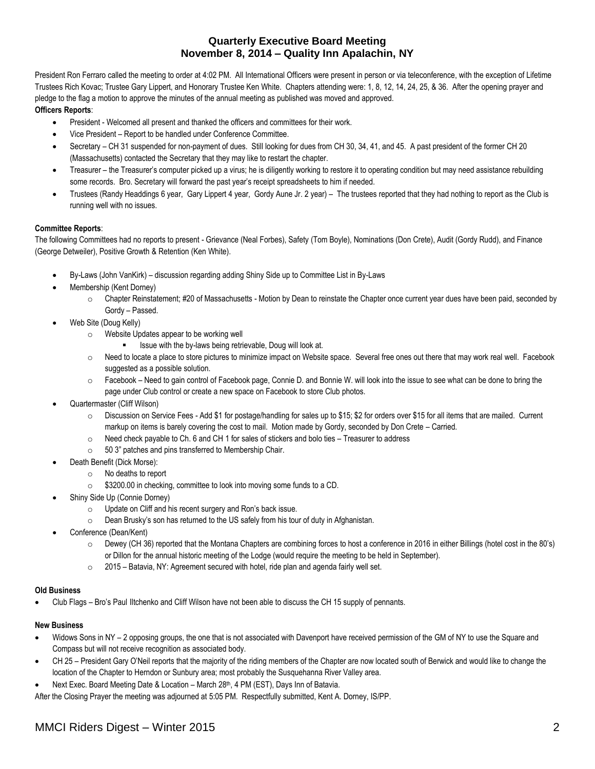# Quarterly Executive Board Meeting
# November 8, 2014 – Quality Inn Apalachin, NY

President Ron Ferraro called the meeting to order at 4:02 PM. All International Officers were present in person or via teleconference, with the exception of Lifetime Trustees Rich Kovac; Trustee Gary Lippert, and Honorary Trustee Ken White. Chapters attending were: 1, 8, 12, 14, 24, 25, & 36. After the opening prayer and pledge to the flag a motion to approve the minutes of the annual meeting as published was moved and approved.

**Officers Reports**:

- President - Welcomed all present and thanked the officers and committees for their work.
- Vice President – Report to be handled under Conference Committee.
- Secretary – CH 31 suspended for non-payment of dues. Still looking for dues from CH 30, 34, 41, and 45. A past president of the former CH 20 (Massachusetts) contacted the Secretary that they may like to restart the chapter.
- Treasurer – the Treasurer's computer picked up a virus; he is diligently working to restore it to operating condition but may need assistance rebuilding some records. Bro. Secretary will forward the past year's receipt spreadsheets to him if needed.
- Trustees (Randy Headdings 6 year, Gary Lippert 4 year, Gordy Aune Jr. 2 year) – The trustees reported that they had nothing to report as the Club is running well with no issues.

**Committee Reports**:

The following Committees had no reports to present - Grievance (Neal Forbes), Safety (Tom Boyle), Nominations (Don Crete), Audit (Gordy Rudd), and Finance (George Detweiler), Positive Growth & Retention (Ken White).

- By-Laws (John VanKirk) – discussion regarding adding Shiny Side up to Committee List in By-Laws
- Membership (Kent Dorney)
  - Chapter Reinstatement; #20 of Massachusetts - Motion by Dean to reinstate the Chapter once current year dues have been paid, seconded by Gordy – Passed.
- Web Site (Doug Kelly)
  - Website Updates appear to be working well
    - Issue with the by-laws being retrievable, Doug will look at.
  - Need to locate a place to store pictures to minimize impact on Website space. Several free ones out there that may work real well. Facebook suggested as a possible solution.
  - Facebook – Need to gain control of Facebook page, Connie D. and Bonnie W. will look into the issue to see what can be done to bring the page under Club control or create a new space on Facebook to store Club photos.
- Quartermaster (Cliff Wilson)
  - Discussion on Service Fees - Add $1 for postage/handling for sales up to $15; $2 for orders over $15 for all items that are mailed. Current markup on items is barely covering the cost to mail. Motion made by Gordy, seconded by Don Crete – Carried.
  - Need check payable to Ch. 6 and CH 1 for sales of stickers and bolo ties – Treasurer to address
  - 50 3" patches and pins transferred to Membership Chair.
- Death Benefit (Dick Morse):
  - No deaths to report
  - $3200.00 in checking, committee to look into moving some funds to a CD.
- Shiny Side Up (Connie Dorney)
  - Update on Cliff and his recent surgery and Ron's back issue.
  - Dean Brusky's son has returned to the US safely from his tour of duty in Afghanistan.
- Conference (Dean/Kent)
  - Dewey (CH 36) reported that the Montana Chapters are combining forces to host a conference in 2016 in either Billings (hotel cost in the 80's) or Dillon for the annual historic meeting of the Lodge (would require the meeting to be held in September).
  - 2015 – Batavia, NY: Agreement secured with hotel, ride plan and agenda fairly well set.

**Old Business**

- Club Flags – Bro's Paul Iltchenko and Cliff Wilson have not been able to discuss the CH 15 supply of pennants.

**New Business**

- Widows Sons in NY – 2 opposing groups, the one that is not associated with Davenport have received permission of the GM of NY to use the Square and Compass but will not receive recognition as associated body.
- CH 25 – President Gary O'Neil reports that the majority of the riding members of the Chapter are now located south of Berwick and would like to change the location of the Chapter to Herndon or Sunbury area; most probably the Susquehanna River Valley area.
- Next Exec. Board Meeting Date & Location – March 28th, 4 PM (EST), Days Inn of Batavia.

After the Closing Prayer the meeting was adjourned at 5:05 PM. Respectfully submitted, Kent A. Dorney, IS/PP.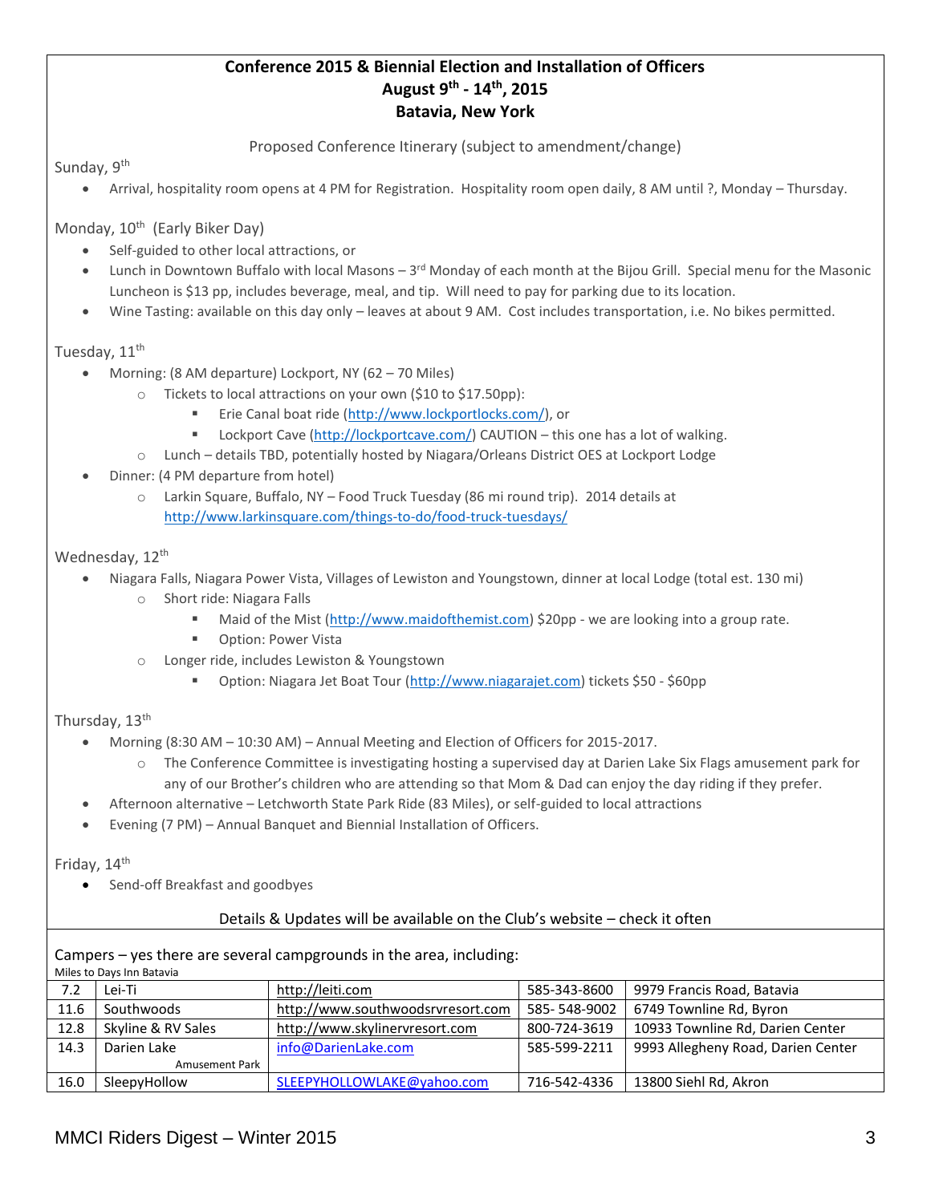# Conference 2015 & Biennial Election and Installation of Officers
## August 9th - 14th, 2015
## Batavia, New York

Proposed Conference Itinerary (subject to amendment/change)

Sunday, 9th

- Arrival, hospitality room opens at 4 PM for Registration. Hospitality room open daily, 8 AM until ?, Monday – Thursday.

Monday, 10th (Early Biker Day)

- Self-guided to other local attractions, or
- Lunch in Downtown Buffalo with local Masons – 3rd Monday of each month at the Bijou Grill. Special menu for the Masonic Luncheon is $13 pp, includes beverage, meal, and tip. Will need to pay for parking due to its location.
- Wine Tasting: available on this day only – leaves at about 9 AM. Cost includes transportation, i.e. No bikes permitted.

Tuesday, 11th

- Morning: (8 AM departure) Lockport, NY (62 – 70 Miles)
  - Tickets to local attractions on your own ($10 to $17.50pp):
    - Erie Canal boat ride (http://www.lockportlocks.com/), or
    - Lockport Cave (http://lockportcave.com/) CAUTION – this one has a lot of walking.
  - Lunch – details TBD, potentially hosted by Niagara/Orleans District OES at Lockport Lodge
- Dinner: (4 PM departure from hotel)
  - Larkin Square, Buffalo, NY – Food Truck Tuesday (86 mi round trip). 2014 details at http://www.larkinsquare.com/things-to-do/food-truck-tuesdays/

Wednesday, 12th

- Niagara Falls, Niagara Power Vista, Villages of Lewiston and Youngstown, dinner at local Lodge (total est. 130 mi)
  - Short ride: Niagara Falls
    - Maid of the Mist (http://www.maidofthemist.com) $20pp - we are looking into a group rate.
    - Option: Power Vista
  - Longer ride, includes Lewiston & Youngstown
    - Option: Niagara Jet Boat Tour (http://www.niagarajet.com) tickets $50 - $60pp

Thursday, 13th

- Morning (8:30 AM – 10:30 AM) – Annual Meeting and Election of Officers for 2015-2017.
  - The Conference Committee is investigating hosting a supervised day at Darien Lake Six Flags amusement park for any of our Brother's children who are attending so that Mom & Dad can enjoy the day riding if they prefer.
- Afternoon alternative – Letchworth State Park Ride (83 Miles), or self-guided to local attractions
- Evening (7 PM) – Annual Banquet and Biennial Installation of Officers.

Friday, 14th

- Send-off Breakfast and goodbyes

Details & Updates will be available on the Club's website – check it often

Campers – yes there are several campgrounds in the area, including:

Miles to Days Inn Batavia

| Miles | Campground | Website / Email | Phone | Address |
|---|---|---|---|---|
| 7.2 | Lei-Ti | http://leiti.com | 585-343-8600 | 9979 Francis Road, Batavia |
| 11.6 | Southwoods | http://www.southwoodsrvresort.com | 585- 548-9002 | 6749 Townline Rd, Byron |
| 12.8 | Skyline & RV Sales | http://www.skylinervresort.com | 800-724-3619 | 10933 Townline Rd, Darien Center |
| 14.3 | Darien Lake Amusement Park | info@DarienLake.com | 585-599-2211 | 9993 Allegheny Road, Darien Center |
| 16.0 | SleepyHollow | SLEEPYHOLLOWLAKE@yahoo.com | 716-542-4336 | 13800 Siehl Rd, Akron |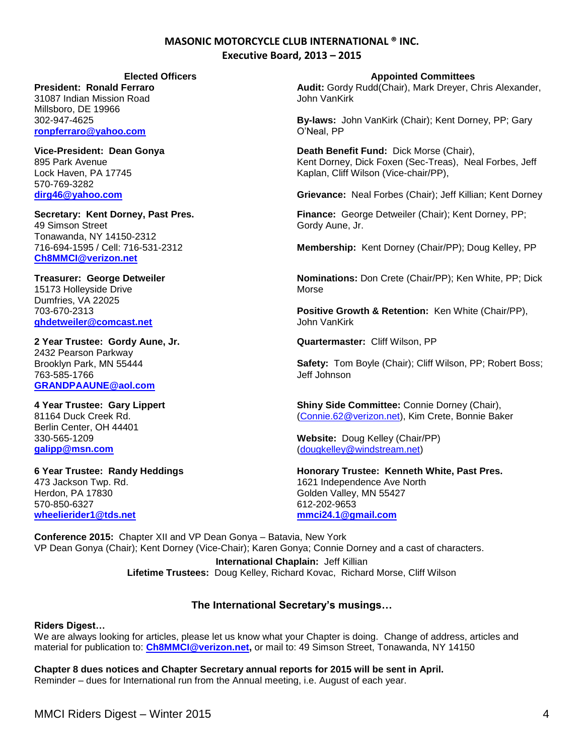## MASONIC MOTORCYCLE CLUB INTERNATIONAL ® INC.
### Executive Board, 2013 – 2015

### Elected Officers

**President: Ronald Ferraro**
31087 Indian Mission Road
Millsboro, DE 19966
302-947-4625
**ronpferraro@yahoo.com**

**Vice-President: Dean Gonya**
895 Park Avenue
Lock Haven, PA 17745
570-769-3282
**dirg46@yahoo.com**

**Secretary: Kent Dorney, Past Pres.**
49 Simson Street
Tonawanda, NY 14150-2312
716-694-1595 / Cell: 716-531-2312
**Ch8MMCI@verizon.net**

**Treasurer: George Detweiler**
15173 Holleyside Drive
Dumfries, VA 22025
703-670-2313
**ghdetweiler@comcast.net**

**2 Year Trustee: Gordy Aune, Jr.**
2432 Pearson Parkway
Brooklyn Park, MN 55444
763-585-1766
**GRANDPAAUNE@aol.com**

**4 Year Trustee: Gary Lippert**
81164 Duck Creek Rd.
Berlin Center, OH 44401
330-565-1209
**galipp@msn.com**

**6 Year Trustee: Randy Heddings**
473 Jackson Twp. Rd.
Herdon, PA 17830
570-850-6327
**wheelierider1@tds.net**

### Appointed Committees

**Audit:** Gordy Rudd(Chair), Mark Dreyer, Chris Alexander, John VanKirk

**By-laws:** John VanKirk (Chair); Kent Dorney, PP; Gary O'Neal, PP

**Death Benefit Fund:** Dick Morse (Chair), Kent Dorney, Dick Foxen (Sec-Treas), Neal Forbes, Jeff Kaplan, Cliff Wilson (Vice-chair/PP),

**Grievance:** Neal Forbes (Chair); Jeff Killian; Kent Dorney

**Finance:** George Detweiler (Chair); Kent Dorney, PP; Gordy Aune, Jr.

**Membership:** Kent Dorney (Chair/PP); Doug Kelley, PP

**Nominations:** Don Crete (Chair/PP); Ken White, PP; Dick Morse

**Positive Growth & Retention:** Ken White (Chair/PP), John VanKirk

**Quartermaster:** Cliff Wilson, PP

**Safety:** Tom Boyle (Chair); Cliff Wilson, PP; Robert Boss; Jeff Johnson

**Shiny Side Committee:** Connie Dorney (Chair), (Connie.62@verizon.net), Kim Crete, Bonnie Baker

**Website:** Doug Kelley (Chair/PP) (dougkelley@windstream.net)

**Honorary Trustee: Kenneth White, Past Pres.**
1621 Independence Ave North
Golden Valley, MN 55427
612-202-9653
**mmci24.1@gmail.com**

**Conference 2015:** Chapter XII and VP Dean Gonya – Batavia, New York
VP Dean Gonya (Chair); Kent Dorney (Vice-Chair); Karen Gonya; Connie Dorney and a cast of characters.

**International Chaplain:** Jeff Killian

**Lifetime Trustees:** Doug Kelley, Richard Kovac, Richard Morse, Cliff Wilson

## The International Secretary's musings…

**Riders Digest…**
We are always looking for articles, please let us know what your Chapter is doing. Change of address, articles and material for publication to: **Ch8MMCI@verizon.net,** or mail to: 49 Simson Street, Tonawanda, NY 14150

**Chapter 8 dues notices and Chapter Secretary annual reports for 2015 will be sent in April.**
Reminder – dues for International run from the Annual meeting, i.e. August of each year.